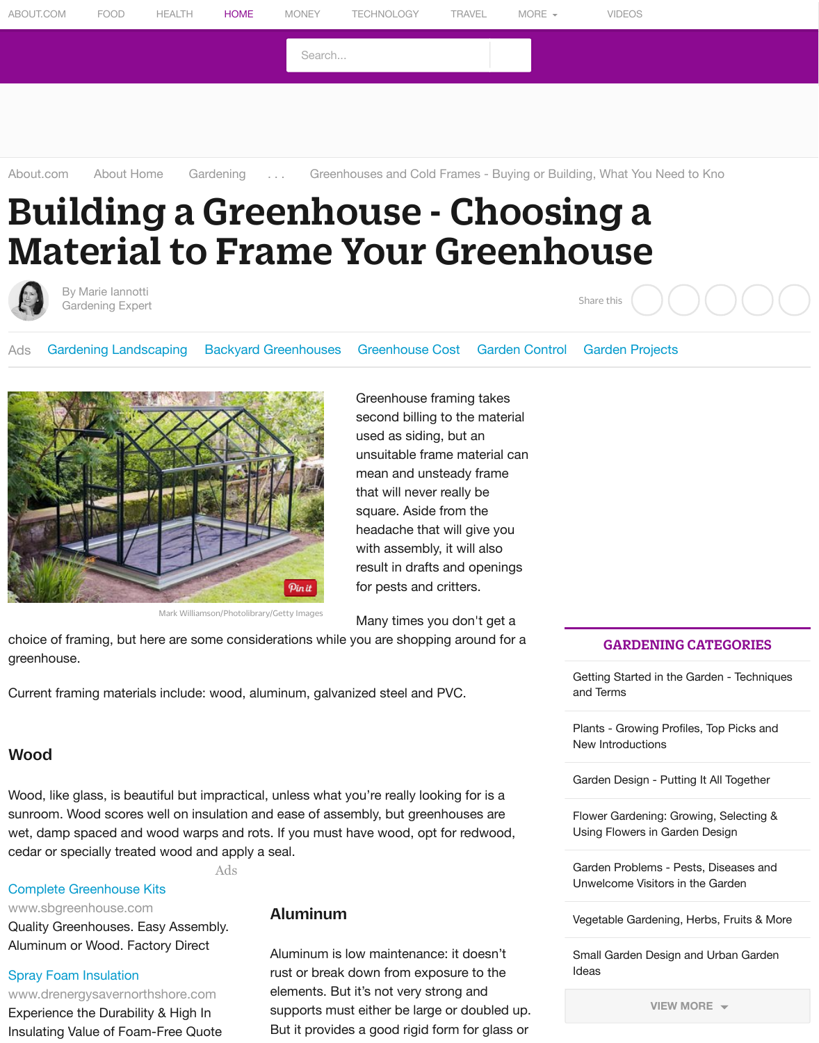About.com  About Home  Gardening  . . .  Greenhouses and Cold Frames - Buying or Building, What You Need to Kno

# Building a Greenhouse - Choosing a Material to Frame Your Greenhouse

By Marie Iannotti
Gardening Expert

Mark Williamson/Photolibrary/Getty Images

Greenhouse framing takes second billing to the material used as siding, but an unsuitable frame material can mean and unsteady frame that will never really be square. Aside from the headache that will give you with assembly, it will also result in drafts and openings for pests and critters.

Many times you don't get a choice of framing, but here are some considerations while you are shopping around for a greenhouse.

Current framing materials include: wood, aluminum, galvanized steel and PVC.

## Wood

Wood, like glass, is beautiful but impractical, unless what you're really looking for is a sunroom. Wood scores well on insulation and ease of assembly, but greenhouses are wet, damp spaced and wood warps and rots. If you must have wood, opt for redwood, cedar or specially treated wood and apply a seal.

## Aluminum

Aluminum is low maintenance: it doesn't rust or break down from exposure to the elements. But it's not very strong and supports must either be large or doubled up. But it provides a good rigid form for glass or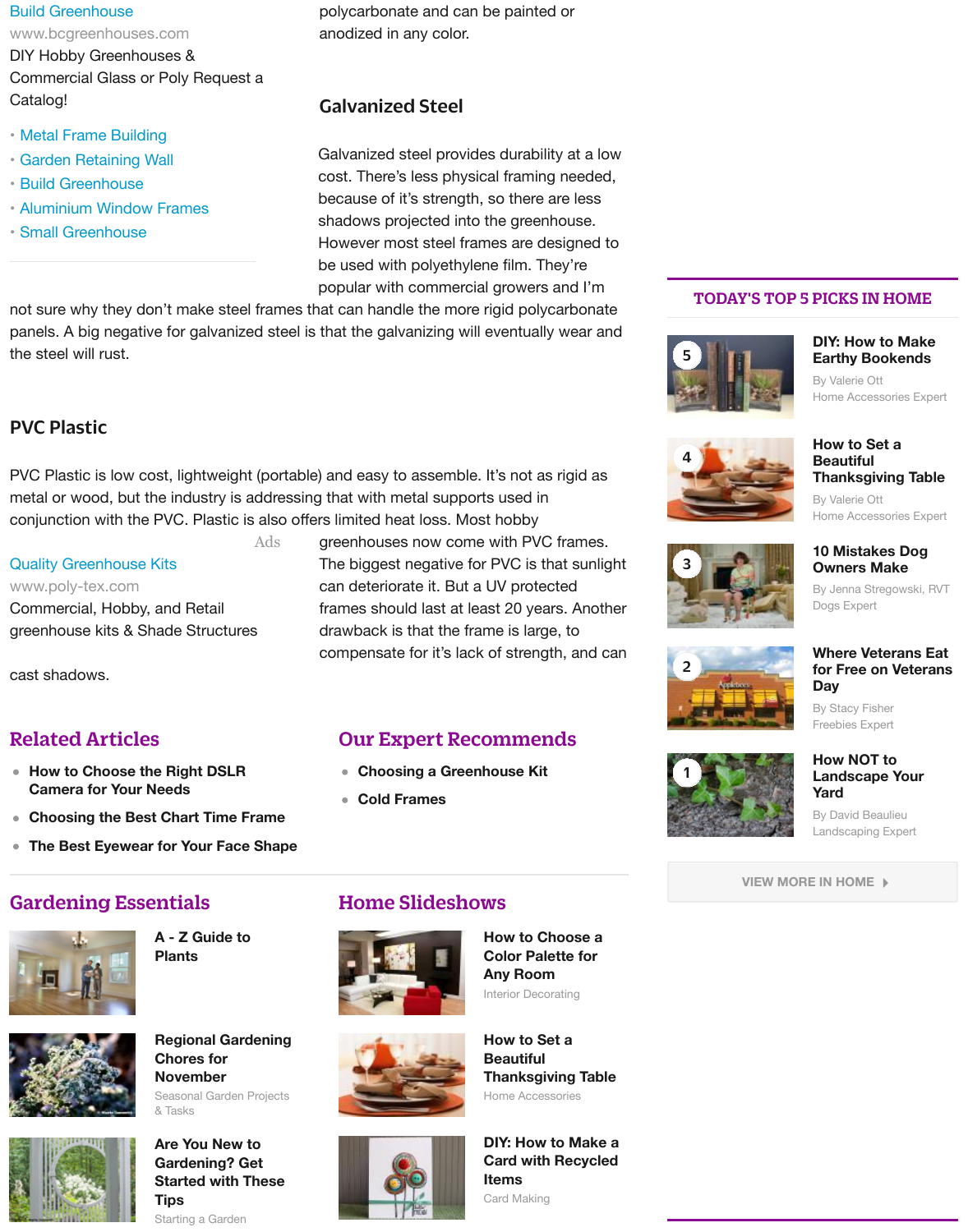Build Greenhouse
www.bcgreenhouses.com
DIY Hobby Greenhouses & Commercial Glass or Poly Request a Catalog!

- Metal Frame Building
- Garden Retaining Wall
- Build Greenhouse
- Aluminium Window Frames
- Small Greenhouse

polycarbonate and can be painted or anodized in any color.

## Galvanized Steel

Galvanized steel provides durability at a low cost. There's less physical framing needed, because of it's strength, so there are less shadows projected into the greenhouse. However most steel frames are designed to be used with polyethylene film. They're popular with commercial growers and I'm not sure why they don't make steel frames that can handle the more rigid polycarbonate panels. A big negative for galvanized steel is that the galvanizing will eventually wear and the steel will rust.

## PVC Plastic

PVC Plastic is low cost, lightweight (portable) and easy to assemble. It's not as rigid as metal or wood, but the industry is addressing that with metal supports used in conjunction with the PVC. Plastic is also offers limited heat loss. Most hobby greenhouses now come with PVC frames. The biggest negative for PVC is that sunlight can deteriorate it. But a UV protected frames should last at least 20 years. Another drawback is that the frame is large, to compensate for it's lack of strength, and can cast shadows.

Ads

Quality Greenhouse Kits
www.poly-tex.com
Commercial, Hobby, and Retail greenhouse kits & Shade Structures

## Related Articles

- How to Choose the Right DSLR Camera for Your Needs
- Choosing the Best Chart Time Frame
- The Best Eyewear for Your Face Shape

## Our Expert Recommends

- Choosing a Greenhouse Kit
- Cold Frames

## Gardening Essentials

**A - Z Guide to Plants**

**Regional Gardening Chores for November**
Seasonal Garden Projects & Tasks

**Are You New to Gardening? Get Started with These Tips**
Starting a Garden

## Home Slideshows

**How to Choose a Color Palette for Any Room**
Interior Decorating

**How to Set a Beautiful Thanksgiving Table**
Home Accessories

**DIY: How to Make a Card with Recycled Items**
Card Making

## TODAY'S TOP 5 PICKS IN HOME

5. **DIY: How to Make Earthy Bookends**
By Valerie Ott
Home Accessories Expert

4. **How to Set a Beautiful Thanksgiving Table**
By Valerie Ott
Home Accessories Expert

3. **10 Mistakes Dog Owners Make**
By Jenna Stregowski, RVT
Dogs Expert

2. **Where Veterans Eat for Free on Veterans Day**
By Stacy Fisher
Freebies Expert

1. **How NOT to Landscape Your Yard**
By David Beaulieu
Landscaping Expert

VIEW MORE IN HOME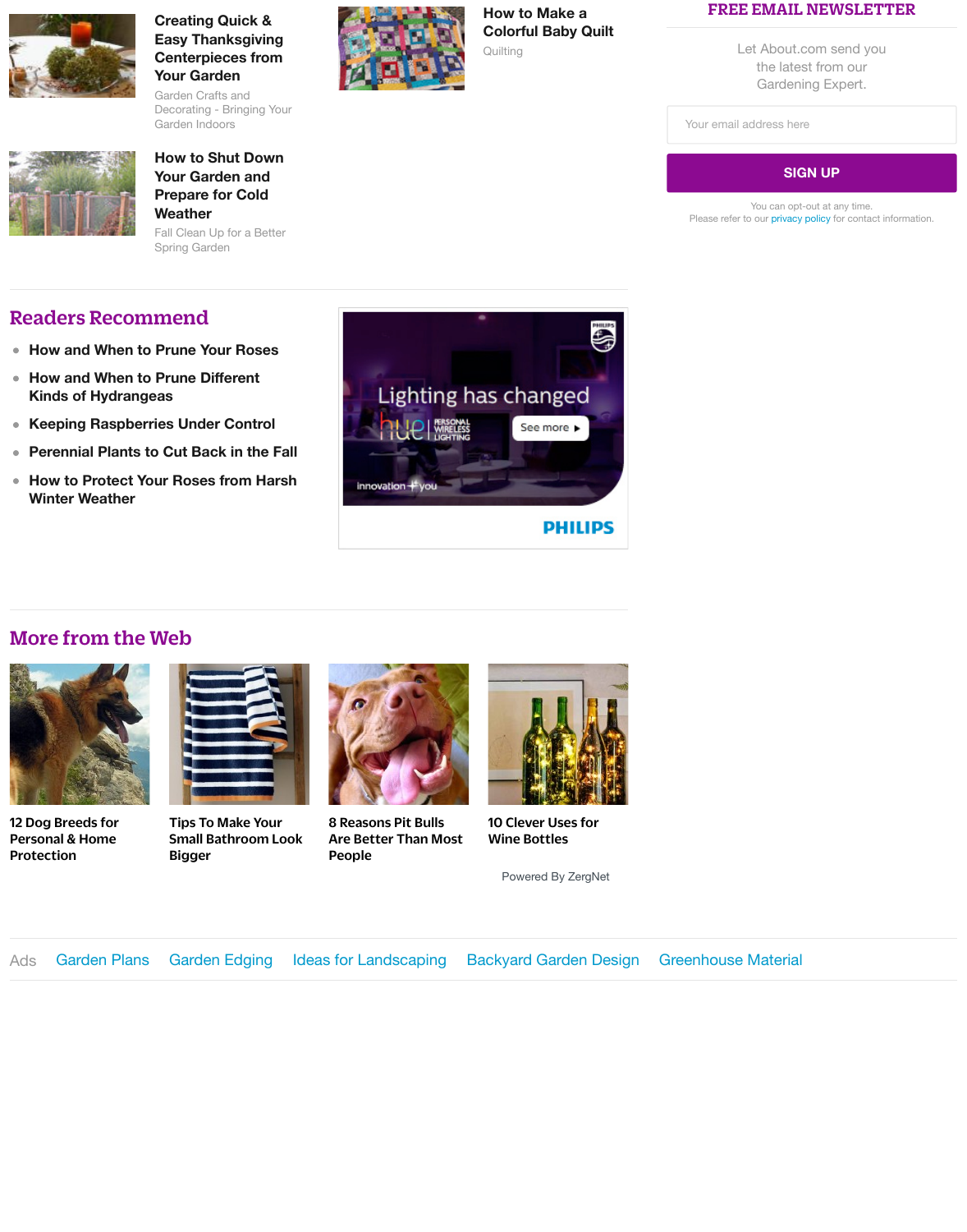**Creating Quick & Easy Thanksgiving Centerpieces from Your Garden**
Garden Crafts and Decorating - Bringing Your Garden Indoors

**How to Make a Colorful Baby Quilt**
Quilting

**How to Shut Down Your Garden and Prepare for Cold Weather**
Fall Clean Up for a Better Spring Garden

## FREE EMAIL NEWSLETTER

Let About.com send you the latest from our Gardening Expert.

Your email address here

SIGN UP

You can opt-out at any time.
Please refer to our privacy policy for contact information.

## Readers Recommend

- How and When to Prune Your Roses
- How and When to Prune Different Kinds of Hydrangeas
- Keeping Raspberries Under Control
- Perennial Plants to Cut Back in the Fall
- How to Protect Your Roses from Harsh Winter Weather

Lighting has changed
hue | PERSONAL WIRELESS LIGHTING
See more
innovation + you
PHILIPS

## More from the Web

- 12 Dog Breeds for Personal & Home Protection
- Tips To Make Your Small Bathroom Look Bigger
- 8 Reasons Pit Bulls Are Better Than Most People
- 10 Clever Uses for Wine Bottles

Powered By ZergNet

Ads Garden Plans Garden Edging Ideas for Landscaping Backyard Garden Design Greenhouse Material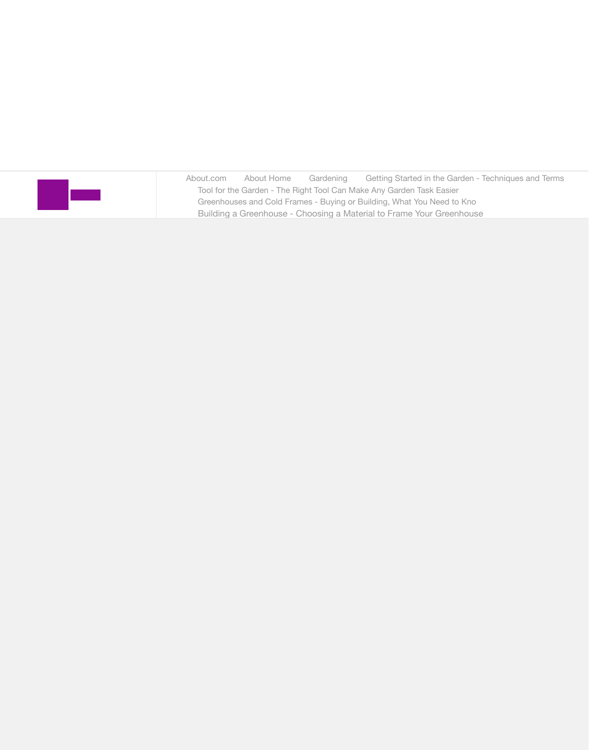About.com About Home Gardening Getting Started in the Garden - Techniques and Terms

Tool for the Garden - The Right Tool Can Make Any Garden Task Easier

Greenhouses and Cold Frames - Buying or Building, What You Need to Kno

Building a Greenhouse - Choosing a Material to Frame Your Greenhouse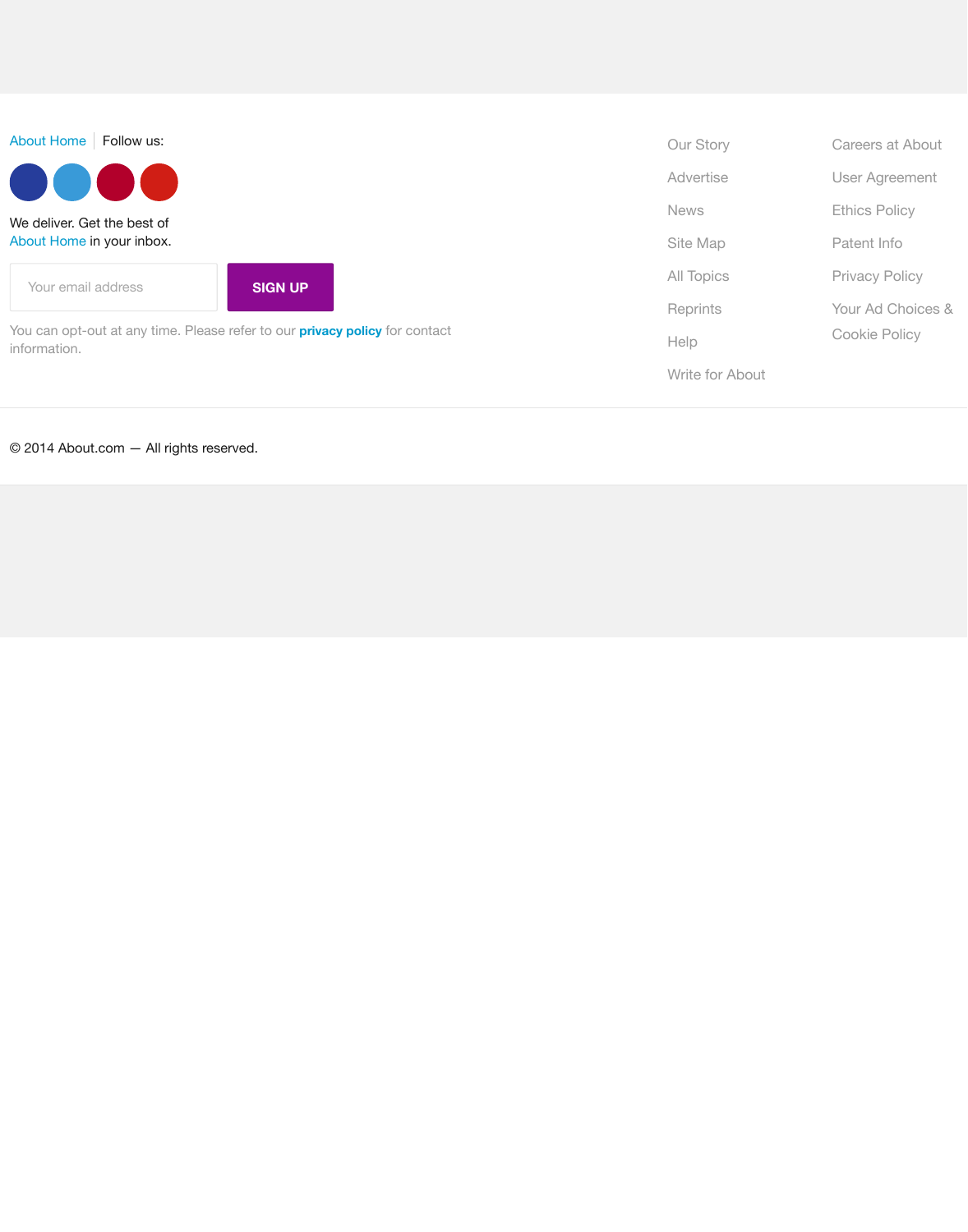About Home | Follow us:

We deliver. Get the best of About Home in your inbox.

Your email address

SIGN UP

You can opt-out at any time. Please refer to our **privacy policy** for contact information.

- Our Story
- Advertise
- News
- Site Map
- All Topics
- Reprints
- Help
- Write for About

- Careers at About
- User Agreement
- Ethics Policy
- Patent Info
- Privacy Policy
- Your Ad Choices & Cookie Policy

© 2014 About.com — All rights reserved.